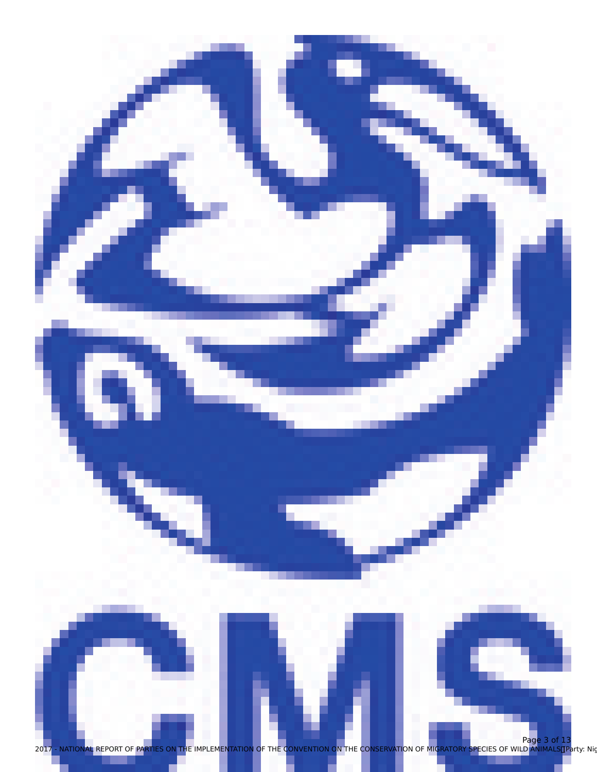CMS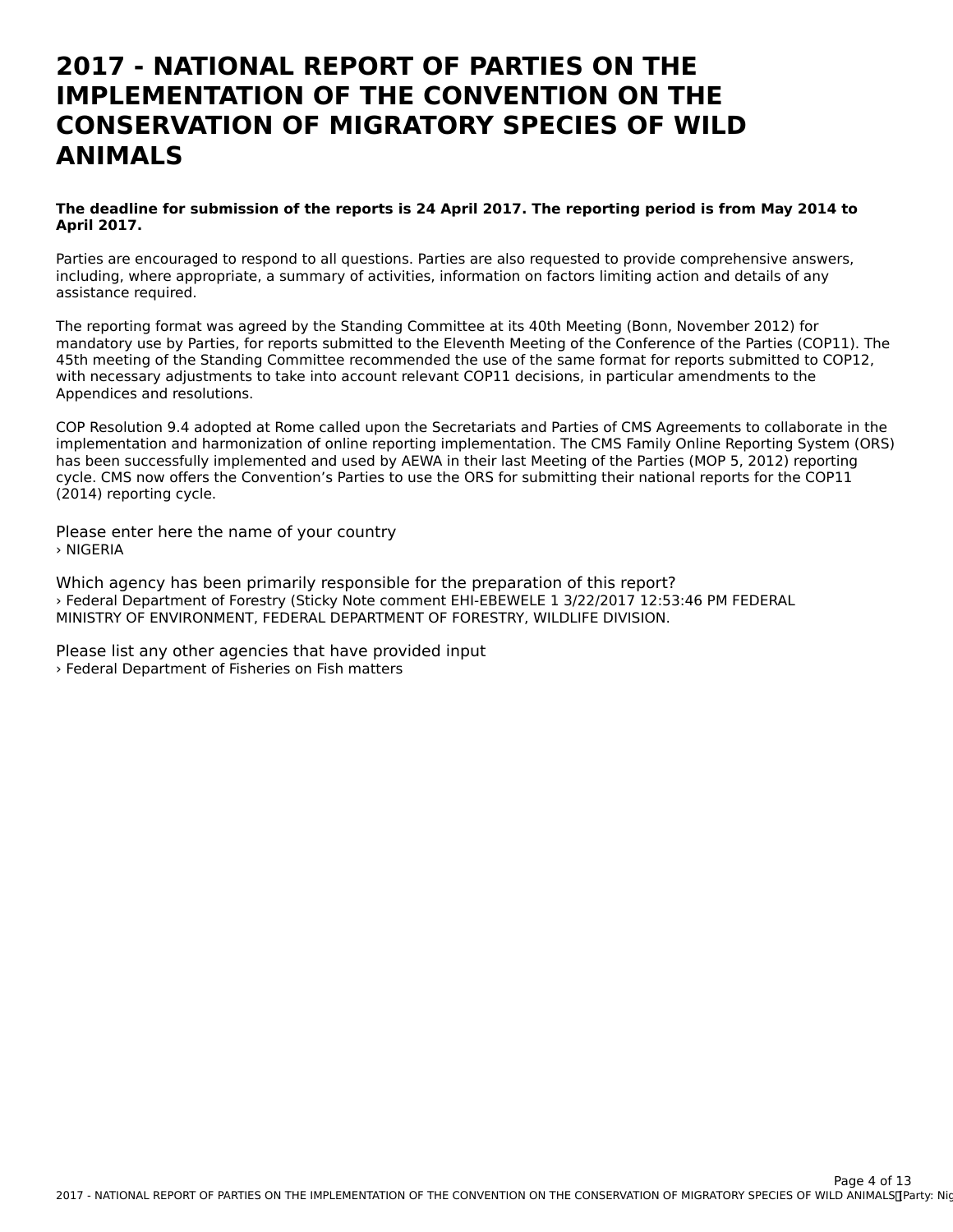# 2017 - NATIONAL REPORT OF PARTIES ON THE IMPLEMENTATION OF THE CONVENTION ON THE CONSERVATION OF MIGRATORY SPECIES OF WILD ANIMALS

**The deadline for submission of the reports is 24 April 2017. The reporting period is from May 2014 to April 2017.**

Parties are encouraged to respond to all questions. Parties are also requested to provide comprehensive answers, including, where appropriate, a summary of activities, information on factors limiting action and details of any assistance required.

The reporting format was agreed by the Standing Committee at its 40th Meeting (Bonn, November 2012) for mandatory use by Parties, for reports submitted to the Eleventh Meeting of the Conference of the Parties (COP11). The 45th meeting of the Standing Committee recommended the use of the same format for reports submitted to COP12, with necessary adjustments to take into account relevant COP11 decisions, in particular amendments to the Appendices and resolutions.

COP Resolution 9.4 adopted at Rome called upon the Secretariats and Parties of CMS Agreements to collaborate in the implementation and harmonization of online reporting implementation. The CMS Family Online Reporting System (ORS) has been successfully implemented and used by AEWA in their last Meeting of the Parties (MOP 5, 2012) reporting cycle. CMS now offers the Convention's Parties to use the ORS for submitting their national reports for the COP11 (2014) reporting cycle.

Please enter here the name of your country
› NIGERIA

Which agency has been primarily responsible for the preparation of this report?
› Federal Department of Forestry (Sticky Note comment EHI-EBEWELE 1 3/22/2017 12:53:46 PM FEDERAL MINISTRY OF ENVIRONMENT, FEDERAL DEPARTMENT OF FORESTRY, WILDLIFE DIVISION.

Please list any other agencies that have provided input
› Federal Department of Fisheries on Fish matters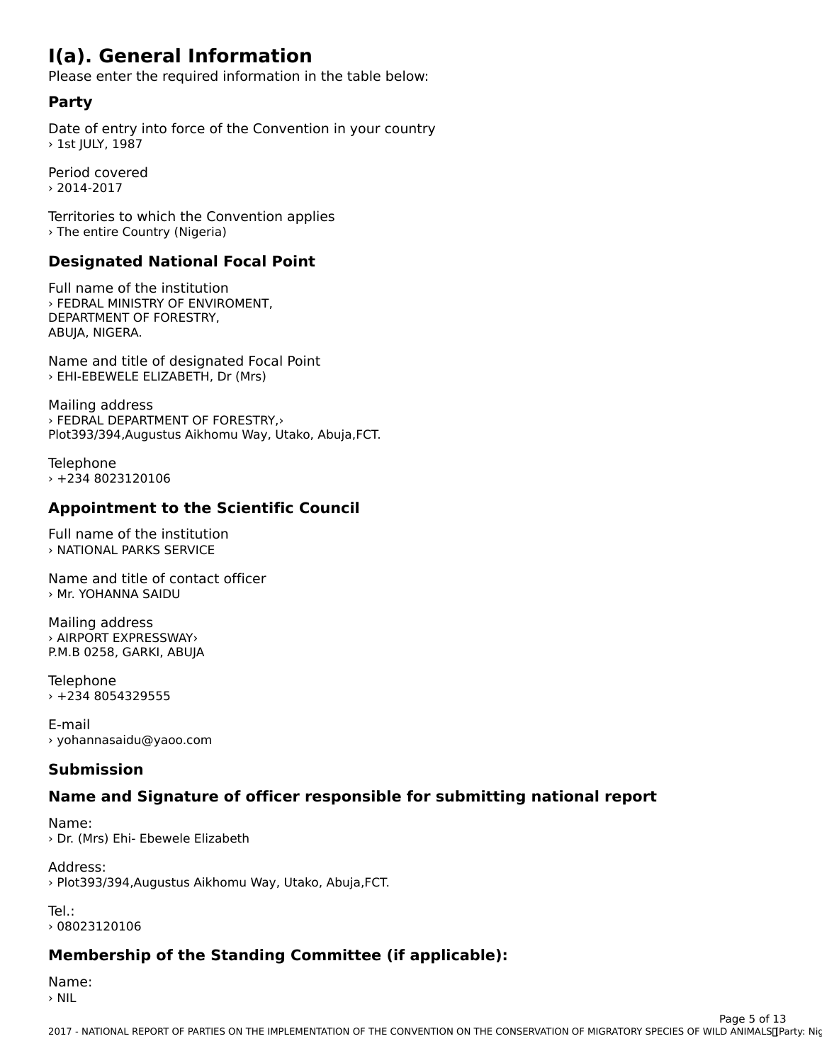# I(a). General Information

Please enter the required information in the table below:

## Party

Date of entry into force of the Convention in your country
› 1st JULY, 1987

Period covered
› 2014-2017

Territories to which the Convention applies
› The entire Country (Nigeria)

## Designated National Focal Point

Full name of the institution
› FEDRAL MINISTRY OF ENVIROMENT,
DEPARTMENT OF FORESTRY,
ABUJA, NIGERA.

Name and title of designated Focal Point
› EHI-EBEWELE ELIZABETH, Dr (Mrs)

Mailing address
› FEDRAL DEPARTMENT OF FORESTRY,›
Plot393/394,Augustus Aikhomu Way, Utako, Abuja,FCT.

Telephone
› +234 8023120106

## Appointment to the Scientific Council

Full name of the institution
› NATIONAL PARKS SERVICE

Name and title of contact officer
› Mr. YOHANNA SAIDU

Mailing address
› AIRPORT EXPRESSWAY›
P.M.B 0258, GARKI, ABUJA

Telephone
› +234 8054329555

E-mail
› yohannasaidu@yaoo.com

## Submission

## Name and Signature of officer responsible for submitting national report

Name:
› Dr. (Mrs) Ehi- Ebewele Elizabeth

Address:
› Plot393/394,Augustus Aikhomu Way, Utako, Abuja,FCT.

Tel.:
› 08023120106

## Membership of the Standing Committee (if applicable):

Name:
› NIL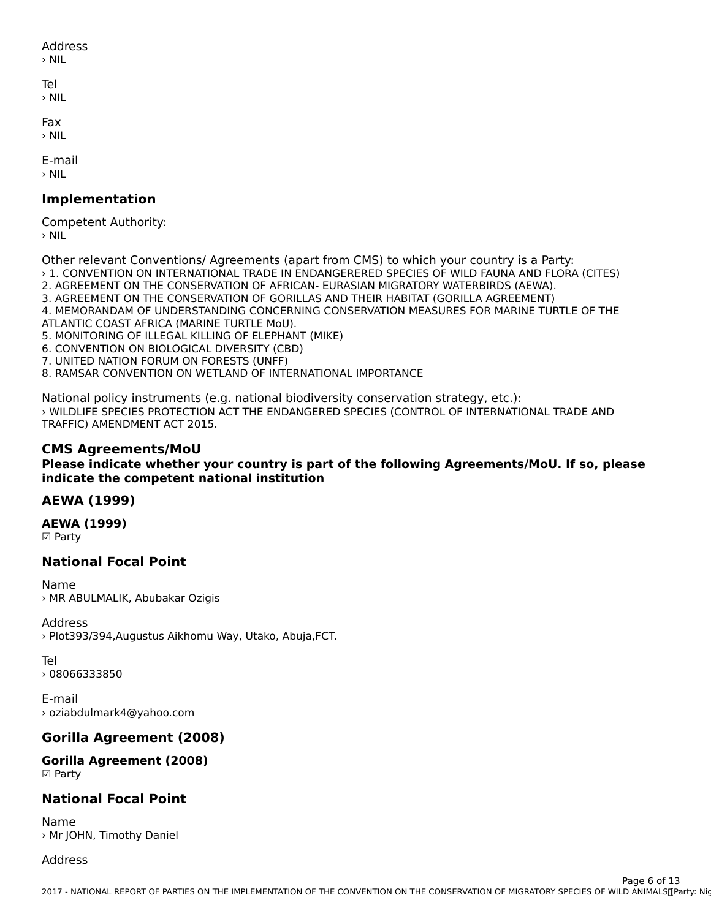Address
› NIL

Tel
› NIL

Fax
› NIL

E-mail
› NIL

## Implementation

Competent Authority:
› NIL

Other relevant Conventions/ Agreements (apart from CMS) to which your country is a Party:
› 1. CONVENTION ON INTERNATIONAL TRADE IN ENDANGERERED SPECIES OF WILD FAUNA AND FLORA (CITES)
2. AGREEMENT ON THE CONSERVATION OF AFRICAN- EURASIAN MIGRATORY WATERBIRDS (AEWA).
3. AGREEMENT ON THE CONSERVATION OF GORILLAS AND THEIR HABITAT (GORILLA AGREEMENT)
4. MEMORANDAM OF UNDERSTANDING CONCERNING CONSERVATION MEASURES FOR MARINE TURTLE OF THE ATLANTIC COAST AFRICA (MARINE TURTLE MoU).
5. MONITORING OF ILLEGAL KILLING OF ELEPHANT (MIKE)
6. CONVENTION ON BIOLOGICAL DIVERSITY (CBD)
7. UNITED NATION FORUM ON FORESTS (UNFF)
8. RAMSAR CONVENTION ON WETLAND OF INTERNATIONAL IMPORTANCE

National policy instruments (e.g. national biodiversity conservation strategy, etc.):
› WILDLIFE SPECIES PROTECTION ACT THE ENDANGERED SPECIES (CONTROL OF INTERNATIONAL TRADE AND TRAFFIC) AMENDMENT ACT 2015.

## CMS Agreements/MoU

**Please indicate whether your country is part of the following Agreements/MoU. If so, please indicate the competent national institution**

## AEWA (1999)

**AEWA (1999)**
☑ Party

## National Focal Point

Name
› MR ABULMALIK, Abubakar Ozigis

Address
› Plot393/394,Augustus Aikhomu Way, Utako, Abuja,FCT.

Tel
› 08066333850

E-mail
› oziabdulmark4@yahoo.com

## Gorilla Agreement (2008)

**Gorilla Agreement (2008)**
☑ Party

## National Focal Point

Name
› Mr JOHN, Timothy Daniel

Address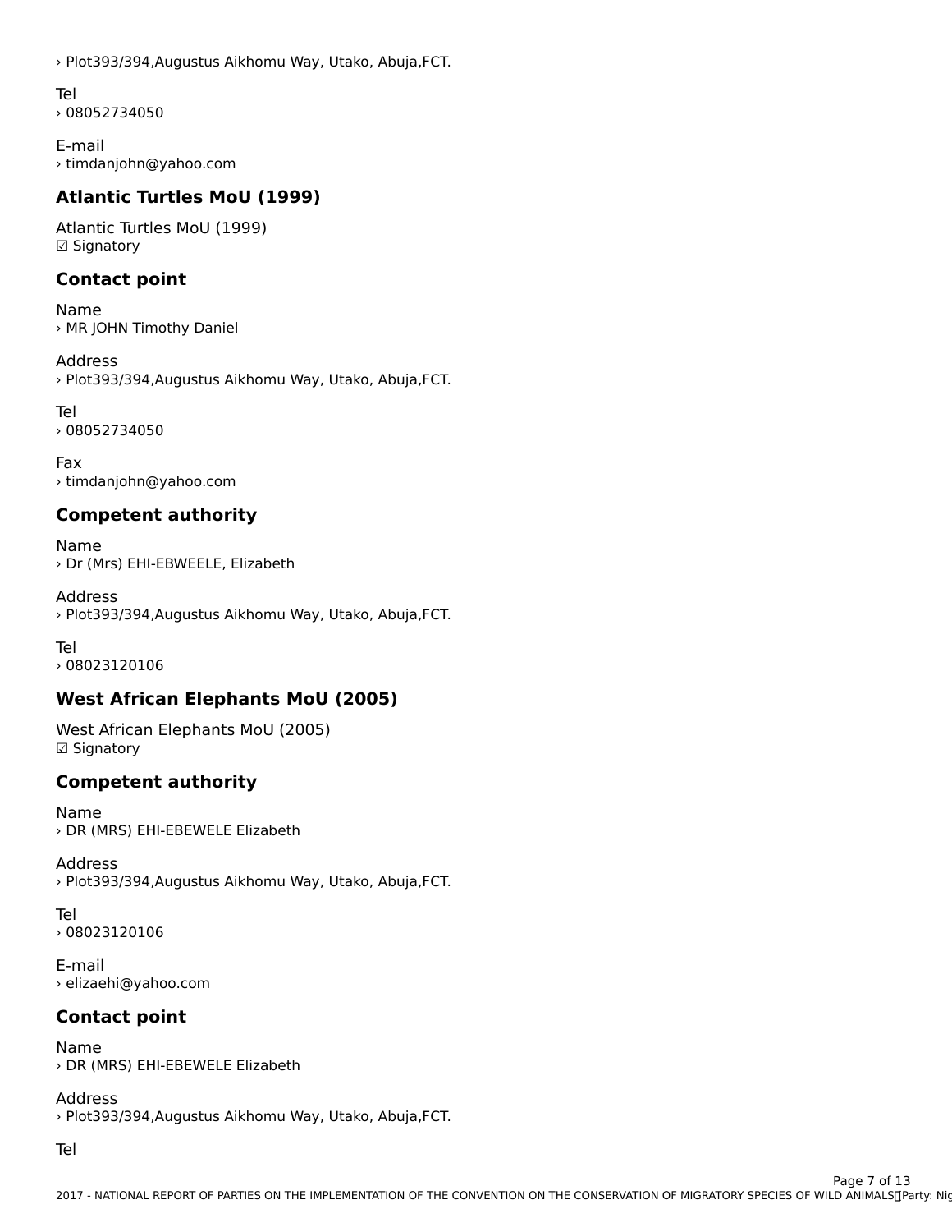› Plot393/394,Augustus Aikhomu Way, Utako, Abuja,FCT.

Tel
› 08052734050

E-mail
› timdanjohn@yahoo.com

## Atlantic Turtles MoU (1999)

Atlantic Turtles MoU (1999)
☑ Signatory

## Contact point

Name
› MR JOHN Timothy Daniel

Address
› Plot393/394,Augustus Aikhomu Way, Utako, Abuja,FCT.

Tel
› 08052734050

Fax
› timdanjohn@yahoo.com

## Competent authority

Name
› Dr (Mrs) EHI-EBWEELE, Elizabeth

Address
› Plot393/394,Augustus Aikhomu Way, Utako, Abuja,FCT.

Tel
› 08023120106

## West African Elephants MoU (2005)

West African Elephants MoU (2005)
☑ Signatory

## Competent authority

Name
› DR (MRS) EHI-EBEWELE Elizabeth

Address
› Plot393/394,Augustus Aikhomu Way, Utako, Abuja,FCT.

Tel
› 08023120106

E-mail
› elizaehi@yahoo.com

## Contact point

Name
› DR (MRS) EHI-EBEWELE Elizabeth

Address
› Plot393/394,Augustus Aikhomu Way, Utako, Abuja,FCT.

Tel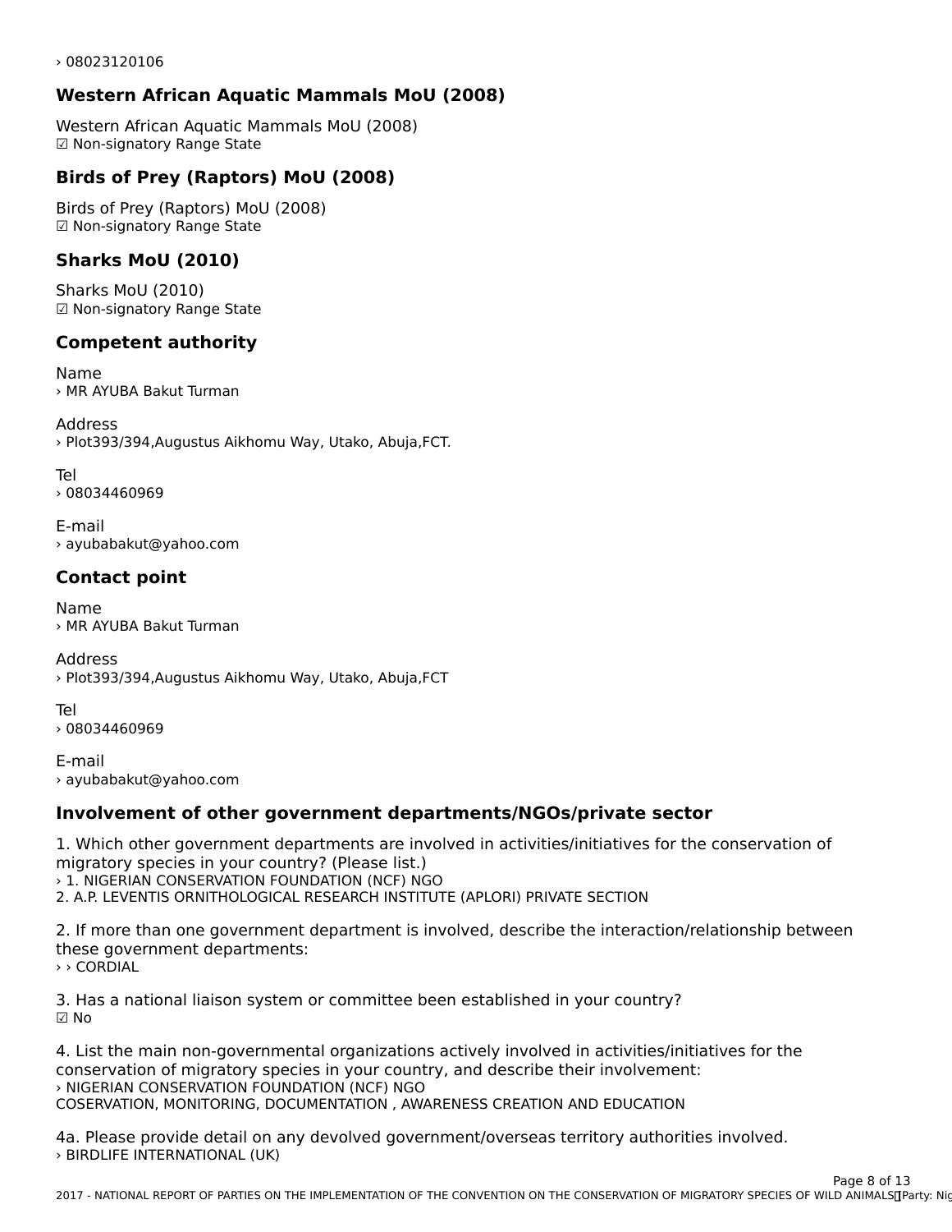› 08023120106

## Western African Aquatic Mammals MoU (2008)

Western African Aquatic Mammals MoU (2008)
☑ Non-signatory Range State

## Birds of Prey (Raptors) MoU (2008)

Birds of Prey (Raptors) MoU (2008)
☑ Non-signatory Range State

## Sharks MoU (2010)

Sharks MoU (2010)
☑ Non-signatory Range State

## Competent authority

Name
› MR AYUBA Bakut Turman

Address
› Plot393/394,Augustus Aikhomu Way, Utako, Abuja,FCT.

Tel
› 08034460969

E-mail
› ayubabakut@yahoo.com

## Contact point

Name
› MR AYUBA Bakut Turman

Address
› Plot393/394,Augustus Aikhomu Way, Utako, Abuja,FCT

Tel
› 08034460969

E-mail
› ayubabakut@yahoo.com

## Involvement of other government departments/NGOs/private sector

1. Which other government departments are involved in activities/initiatives for the conservation of migratory species in your country? (Please list.)
› 1. NIGERIAN CONSERVATION FOUNDATION (NCF) NGO
2. A.P. LEVENTIS ORNITHOLOGICAL RESEARCH INSTITUTE (APLORI) PRIVATE SECTION

2. If more than one government department is involved, describe the interaction/relationship between these government departments:
› › CORDIAL

3. Has a national liaison system or committee been established in your country?
☑ No

4. List the main non-governmental organizations actively involved in activities/initiatives for the conservation of migratory species in your country, and describe their involvement:
› NIGERIAN CONSERVATION FOUNDATION (NCF) NGO
COSERVATION, MONITORING, DOCUMENTATION , AWARENESS CREATION AND EDUCATION

4a. Please provide detail on any devolved government/overseas territory authorities involved.
› BIRDLIFE INTERNATIONAL (UK)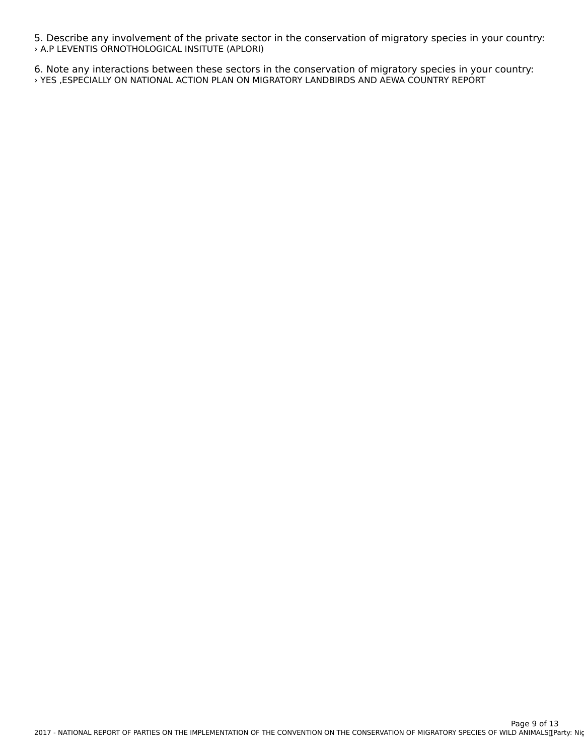5. Describe any involvement of the private sector in the conservation of migratory species in your country:

› A.P LEVENTIS ORNOTHOLOGICAL INSITUTE (APLORI)

6. Note any interactions between these sectors in the conservation of migratory species in your country:

› YES ,ESPECIALLY ON NATIONAL ACTION PLAN ON MIGRATORY LANDBIRDS AND AEWA COUNTRY REPORT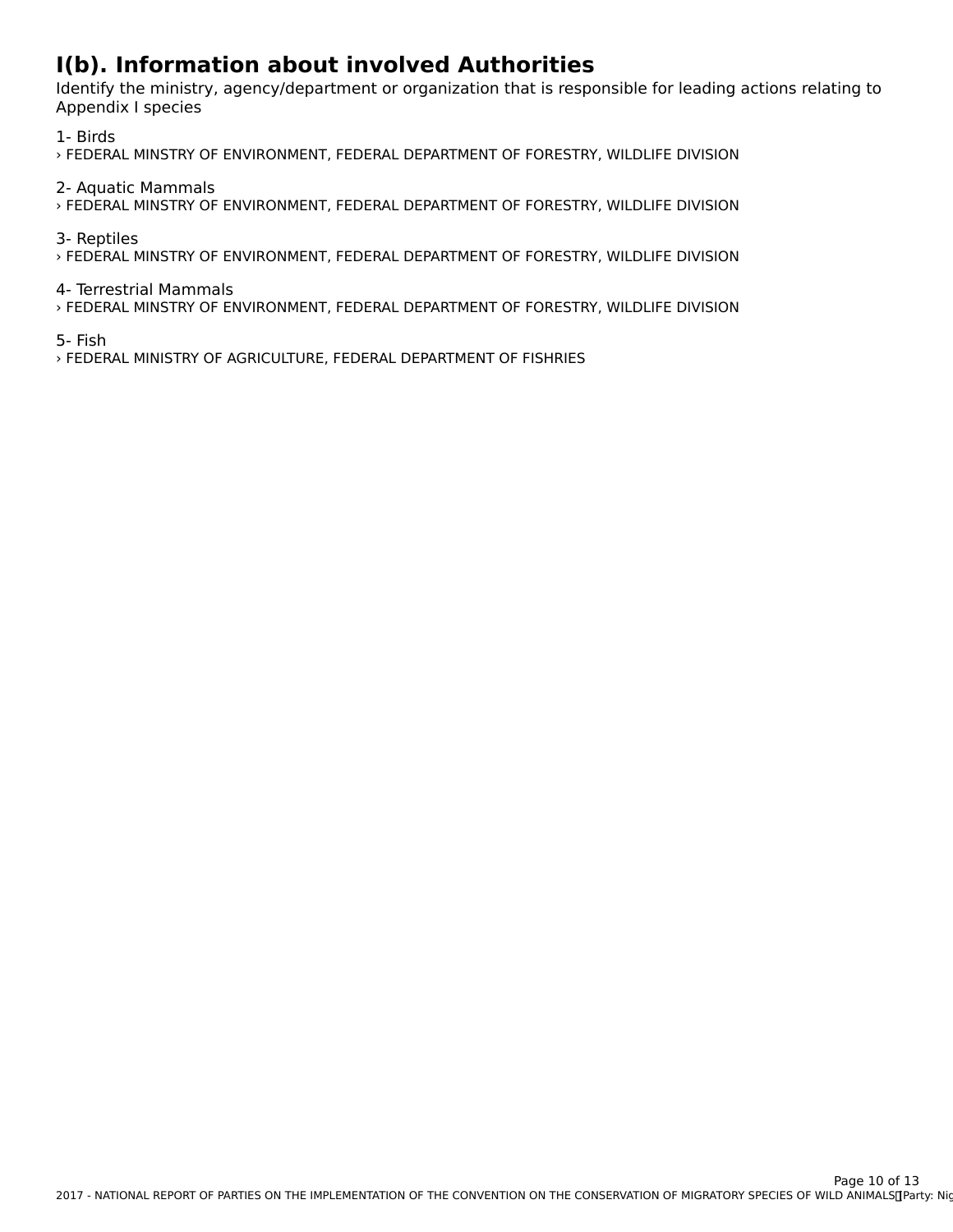# I(b). Information about involved Authorities

Identify the ministry, agency/department or organization that is responsible for leading actions relating to Appendix I species

1- Birds
› FEDERAL MINSTRY OF ENVIRONMENT, FEDERAL DEPARTMENT OF FORESTRY, WILDLIFE DIVISION

2- Aquatic Mammals
› FEDERAL MINSTRY OF ENVIRONMENT, FEDERAL DEPARTMENT OF FORESTRY, WILDLIFE DIVISION

3- Reptiles
› FEDERAL MINSTRY OF ENVIRONMENT, FEDERAL DEPARTMENT OF FORESTRY, WILDLIFE DIVISION

4- Terrestrial Mammals
› FEDERAL MINSTRY OF ENVIRONMENT, FEDERAL DEPARTMENT OF FORESTRY, WILDLIFE DIVISION

5- Fish
› FEDERAL MINISTRY OF AGRICULTURE, FEDERAL DEPARTMENT OF FISHRIES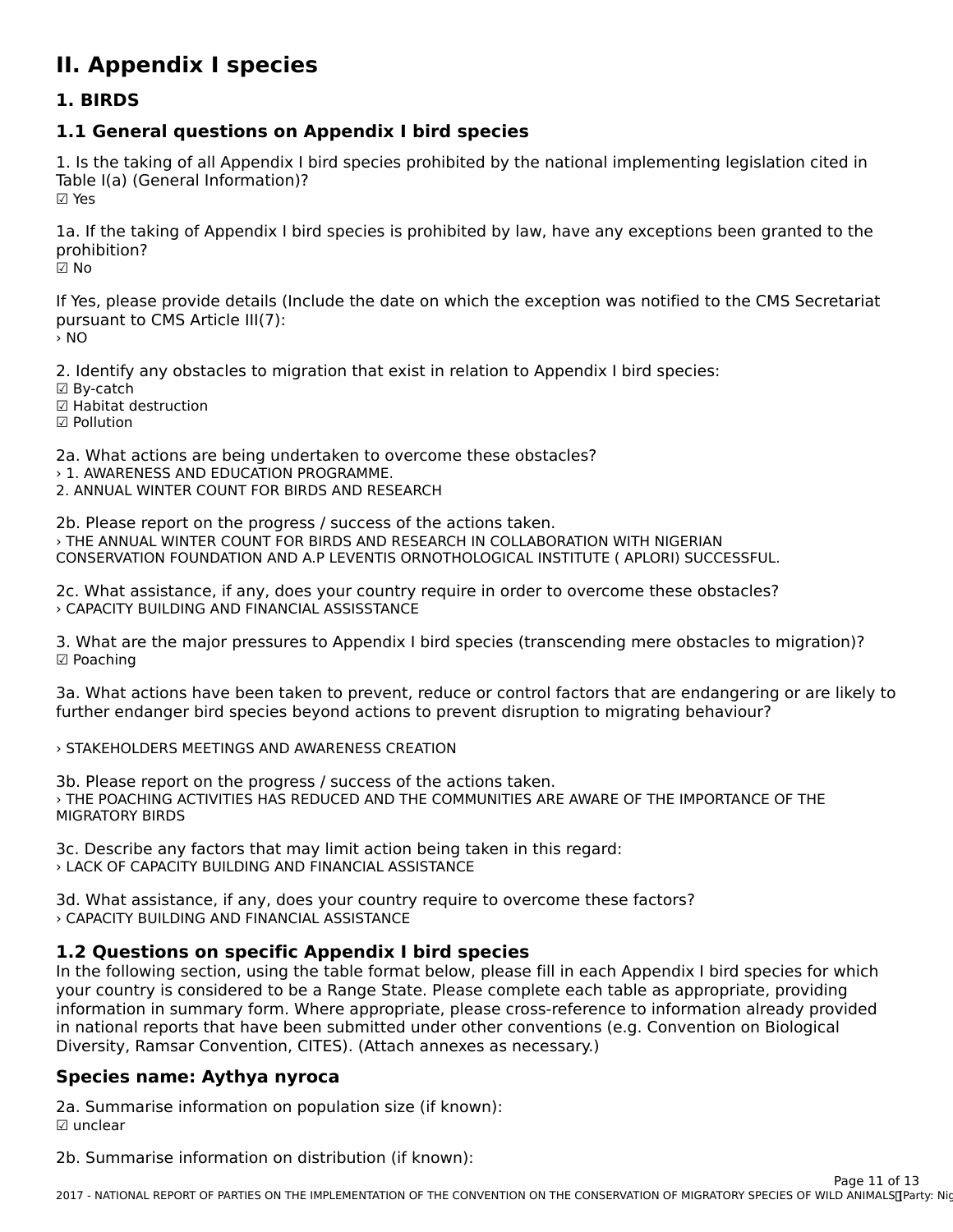# II. Appendix I species

## 1. BIRDS

### 1.1 General questions on Appendix I bird species

1. Is the taking of all Appendix I bird species prohibited by the national implementing legislation cited in Table I(a) (General Information)?
☑ Yes

1a. If the taking of Appendix I bird species is prohibited by law, have any exceptions been granted to the prohibition?
☑ No

If Yes, please provide details (Include the date on which the exception was notified to the CMS Secretariat pursuant to CMS Article III(7):
› NO

2. Identify any obstacles to migration that exist in relation to Appendix I bird species:
☑ By-catch
☑ Habitat destruction
☑ Pollution

2a. What actions are being undertaken to overcome these obstacles?
› 1. AWARENESS AND EDUCATION PROGRAMME.
2. ANNUAL WINTER COUNT FOR BIRDS AND RESEARCH

2b. Please report on the progress / success of the actions taken.
› THE ANNUAL WINTER COUNT FOR BIRDS AND RESEARCH IN COLLABORATION WITH NIGERIAN CONSERVATION FOUNDATION AND A.P LEVENTIS ORNOTHOLOGICAL INSTITUTE ( APLORI) SUCCESSFUL.

2c. What assistance, if any, does your country require in order to overcome these obstacles?
› CAPACITY BUILDING AND FINANCIAL ASSISSTANCE

3. What are the major pressures to Appendix I bird species (transcending mere obstacles to migration)?
☑ Poaching

3a. What actions have been taken to prevent, reduce or control factors that are endangering or are likely to further endanger bird species beyond actions to prevent disruption to migrating behaviour?

› STAKEHOLDERS MEETINGS AND AWARENESS CREATION

3b. Please report on the progress / success of the actions taken.
› THE POACHING ACTIVITIES HAS REDUCED AND THE COMMUNITIES ARE AWARE OF THE IMPORTANCE OF THE MIGRATORY BIRDS

3c. Describe any factors that may limit action being taken in this regard:
› LACK OF CAPACITY BUILDING AND FINANCIAL ASSISTANCE

3d. What assistance, if any, does your country require to overcome these factors?
› CAPACITY BUILDING AND FINANCIAL ASSISTANCE

### 1.2 Questions on specific Appendix I bird species

In the following section, using the table format below, please fill in each Appendix I bird species for which your country is considered to be a Range State. Please complete each table as appropriate, providing information in summary form. Where appropriate, please cross-reference to information already provided in national reports that have been submitted under other conventions (e.g. Convention on Biological Diversity, Ramsar Convention, CITES). (Attach annexes as necessary.)

### Species name: Aythya nyroca

2a. Summarise information on population size (if known):
☑ unclear

2b. Summarise information on distribution (if known):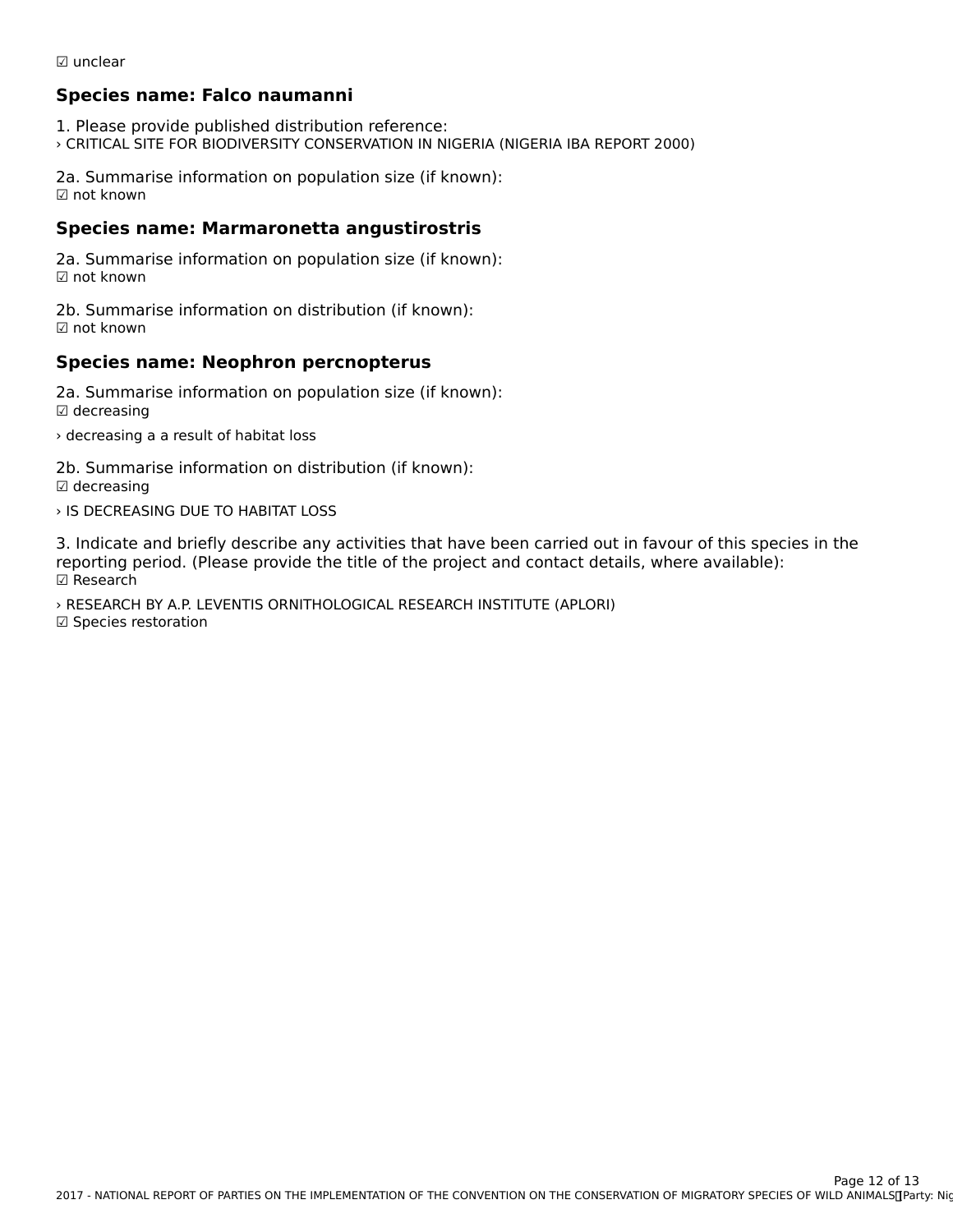☑ unclear

### Species name: Falco naumanni

1. Please provide published distribution reference:
› CRITICAL SITE FOR BIODIVERSITY CONSERVATION IN NIGERIA (NIGERIA IBA REPORT 2000)

2a. Summarise information on population size (if known):
☑ not known

### Species name: Marmaronetta angustirostris

2a. Summarise information on population size (if known):
☑ not known

2b. Summarise information on distribution (if known):
☑ not known

### Species name: Neophron percnopterus

2a. Summarise information on population size (if known):
☑ decreasing

› decreasing a a result of habitat loss

2b. Summarise information on distribution (if known):
☑ decreasing

› IS DECREASING DUE TO HABITAT LOSS

3. Indicate and briefly describe any activities that have been carried out in favour of this species in the reporting period. (Please provide the title of the project and contact details, where available):
☑ Research

› RESEARCH BY A.P. LEVENTIS ORNITHOLOGICAL RESEARCH INSTITUTE (APLORI)
☑ Species restoration